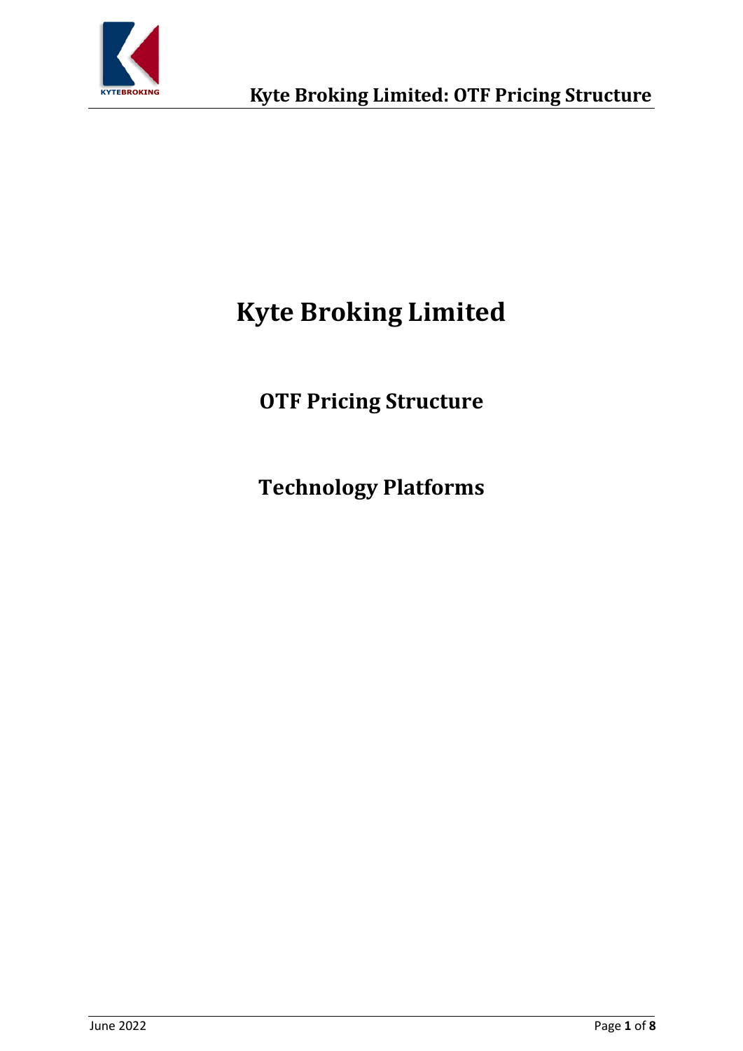# Kyte Broking Limited

## OTF Pricing Structure

## Technology Platforms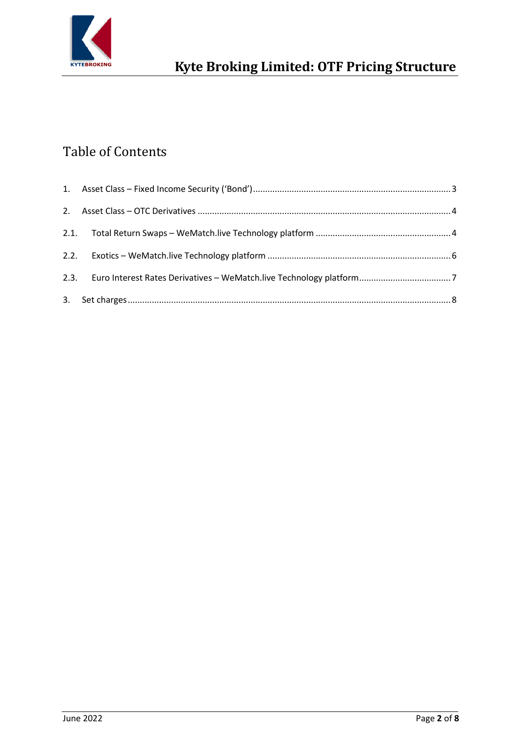# Table of Contents

1. Asset Class – Fixed Income Security ('Bond') ..... 3

2. Asset Class – OTC Derivatives ..... 4

2.1. Total Return Swaps – WeMatch.live Technology platform ..... 4

2.2. Exotics – WeMatch.live Technology platform ..... 6

2.3. Euro Interest Rates Derivatives – WeMatch.live Technology platform ..... 7

3. Set charges ..... 8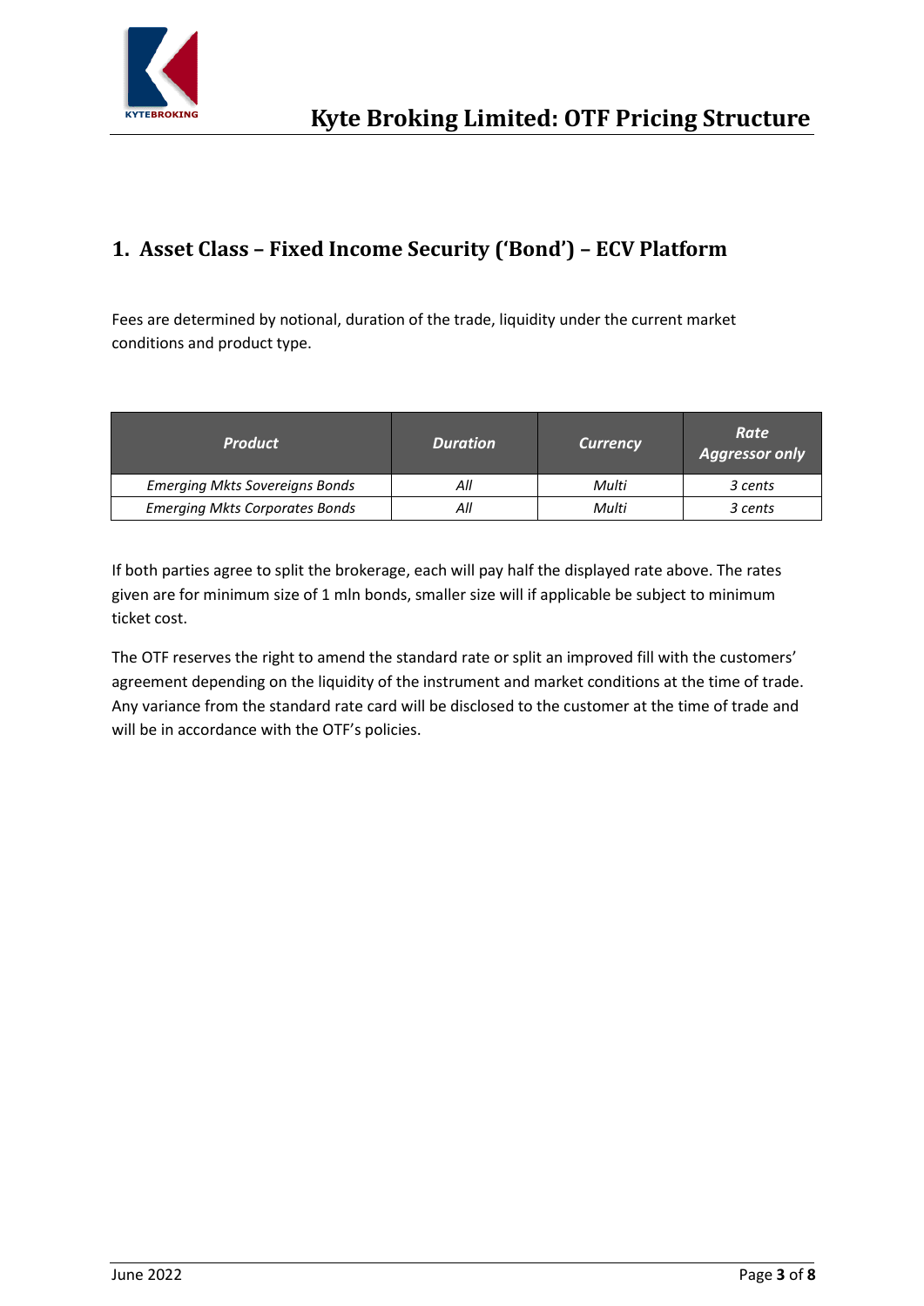## 1. Asset Class – Fixed Income Security ('Bond') – ECV Platform

Fees are determined by notional, duration of the trade, liquidity under the current market conditions and product type.

| *Product* | *Duration* | *Currency* | *Rate Aggressor only* |
|---|---|---|---|
| *Emerging Mkts Sovereigns Bonds* | *All* | *Multi* | *3 cents* |
| *Emerging Mkts Corporates Bonds* | *All* | *Multi* | *3 cents* |

If both parties agree to split the brokerage, each will pay half the displayed rate above. The rates given are for minimum size of 1 mln bonds, smaller size will if applicable be subject to minimum ticket cost.

The OTF reserves the right to amend the standard rate or split an improved fill with the customers' agreement depending on the liquidity of the instrument and market conditions at the time of trade. Any variance from the standard rate card will be disclosed to the customer at the time of trade and will be in accordance with the OTF's policies.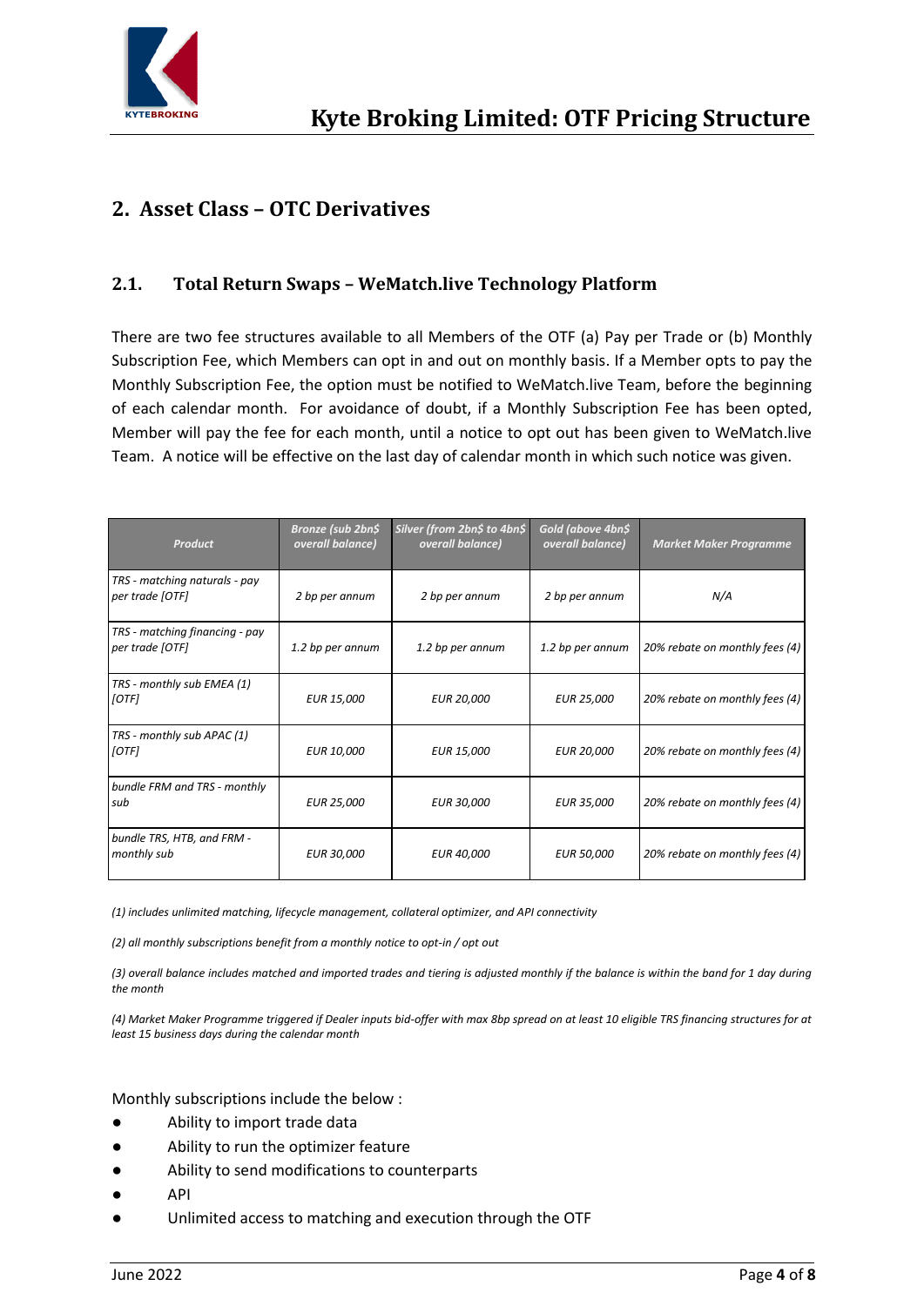## 2. Asset Class – OTC Derivatives

### 2.1. Total Return Swaps – WeMatch.live Technology Platform

There are two fee structures available to all Members of the OTF (a) Pay per Trade or (b) Monthly Subscription Fee, which Members can opt in and out on monthly basis. If a Member opts to pay the Monthly Subscription Fee, the option must be notified to WeMatch.live Team, before the beginning of each calendar month. For avoidance of doubt, if a Monthly Subscription Fee has been opted, Member will pay the fee for each month, until a notice to opt out has been given to WeMatch.live Team. A notice will be effective on the last day of calendar month in which such notice was given.

| *Product* | *Bronze (sub 2bn$ overall balance)* | *Silver (from 2bn$ to 4bn$ overall balance)* | *Gold (above 4bn$ overall balance)* | *Market Maker Programme* |
|---|---|---|---|---|
| *TRS - matching naturals - pay per trade [OTF]* | *2 bp per annum* | *2 bp per annum* | *2 bp per annum* | *N/A* |
| *TRS - matching financing - pay per trade [OTF]* | *1.2 bp per annum* | *1.2 bp per annum* | *1.2 bp per annum* | *20% rebate on monthly fees (4)* |
| *TRS - monthly sub EMEA (1) [OTF]* | *EUR 15,000* | *EUR 20,000* | *EUR 25,000* | *20% rebate on monthly fees (4)* |
| *TRS - monthly sub APAC (1) [OTF]* | *EUR 10,000* | *EUR 15,000* | *EUR 20,000* | *20% rebate on monthly fees (4)* |
| *bundle FRM and TRS - monthly sub* | *EUR 25,000* | *EUR 30,000* | *EUR 35,000* | *20% rebate on monthly fees (4)* |
| *bundle TRS, HTB, and FRM - monthly sub* | *EUR 30,000* | *EUR 40,000* | *EUR 50,000* | *20% rebate on monthly fees (4)* |

*(1) includes unlimited matching, lifecycle management, collateral optimizer, and API connectivity*

*(2) all monthly subscriptions benefit from a monthly notice to opt-in / opt out*

*(3) overall balance includes matched and imported trades and tiering is adjusted monthly if the balance is within the band for 1 day during the month*

*(4) Market Maker Programme triggered if Dealer inputs bid-offer with max 8bp spread on at least 10 eligible TRS financing structures for at least 15 business days during the calendar month*

Monthly subscriptions include the below :

- Ability to import trade data
- Ability to run the optimizer feature
- Ability to send modifications to counterparts
- API
- Unlimited access to matching and execution through the OTF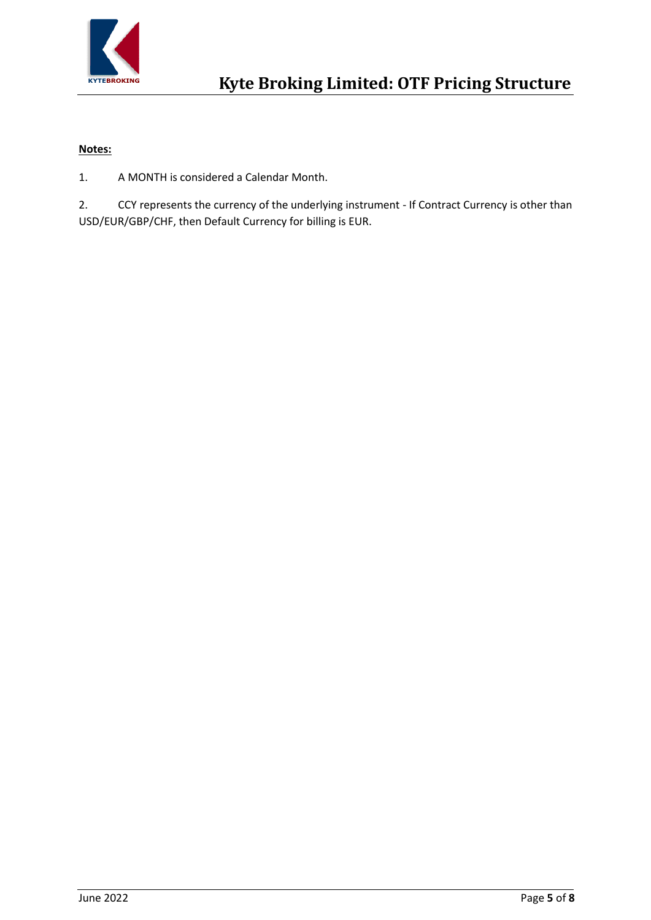**Notes:**

1. A MONTH is considered a Calendar Month.

2. CCY represents the currency of the underlying instrument - If Contract Currency is other than USD/EUR/GBP/CHF, then Default Currency for billing is EUR.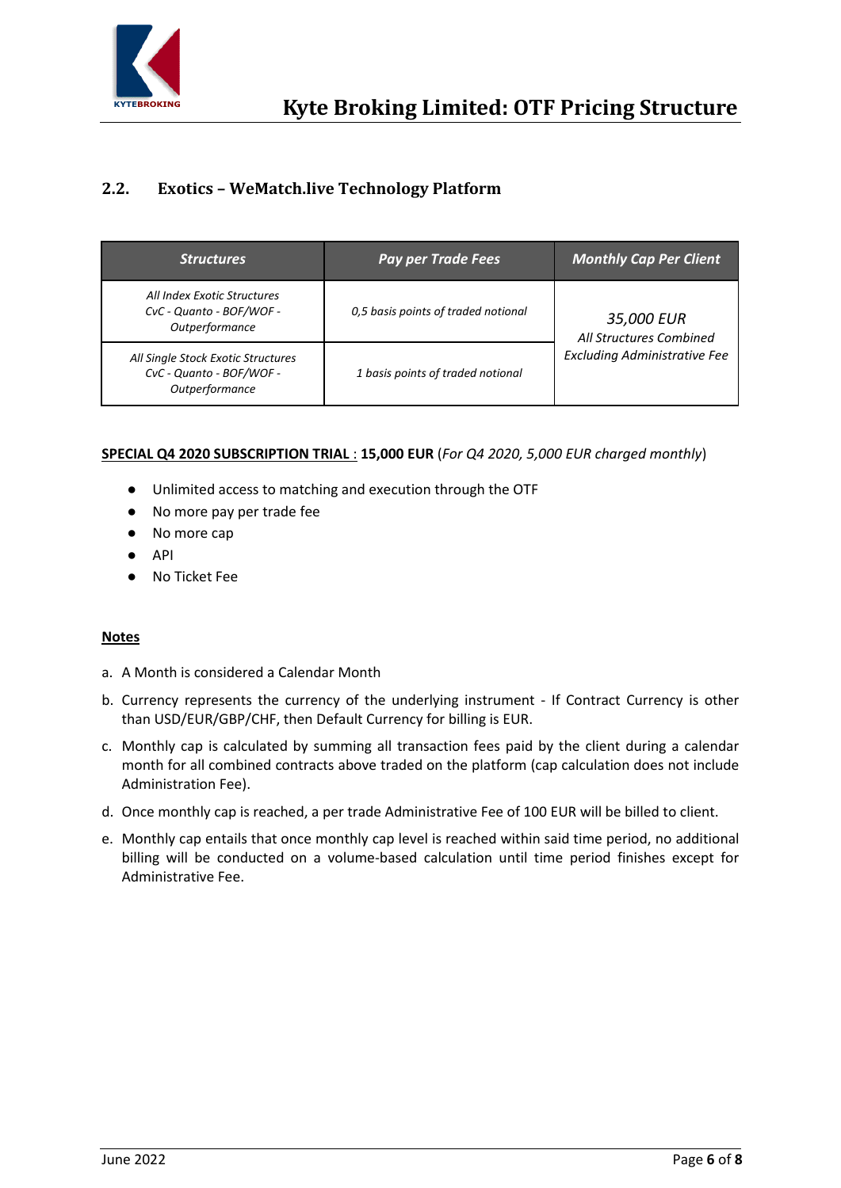## 2.2. Exotics – WeMatch.live Technology Platform

| *Structures* | *Pay per Trade Fees* | *Monthly Cap Per Client* |
|---|---|---|
| *All Index Exotic Structures CvC - Quanto - BOF/WOF - Outperformance* | *0,5 basis points of traded notional* | *35,000 EUR All Structures Combined Excluding Administrative Fee* |
| *All Single Stock Exotic Structures CvC - Quanto - BOF/WOF - Outperformance* | *1 basis points of traded notional* | |

**SPECIAL Q4 2020 SUBSCRIPTION TRIAL** : **15,000 EUR** (*For Q4 2020, 5,000 EUR charged monthly*)

- Unlimited access to matching and execution through the OTF
- No more pay per trade fee
- No more cap
- API
- No Ticket Fee

**Notes**

a. A Month is considered a Calendar Month

b. Currency represents the currency of the underlying instrument - If Contract Currency is other than USD/EUR/GBP/CHF, then Default Currency for billing is EUR.

c. Monthly cap is calculated by summing all transaction fees paid by the client during a calendar month for all combined contracts above traded on the platform (cap calculation does not include Administration Fee).

d. Once monthly cap is reached, a per trade Administrative Fee of 100 EUR will be billed to client.

e. Monthly cap entails that once monthly cap level is reached within said time period, no additional billing will be conducted on a volume-based calculation until time period finishes except for Administrative Fee.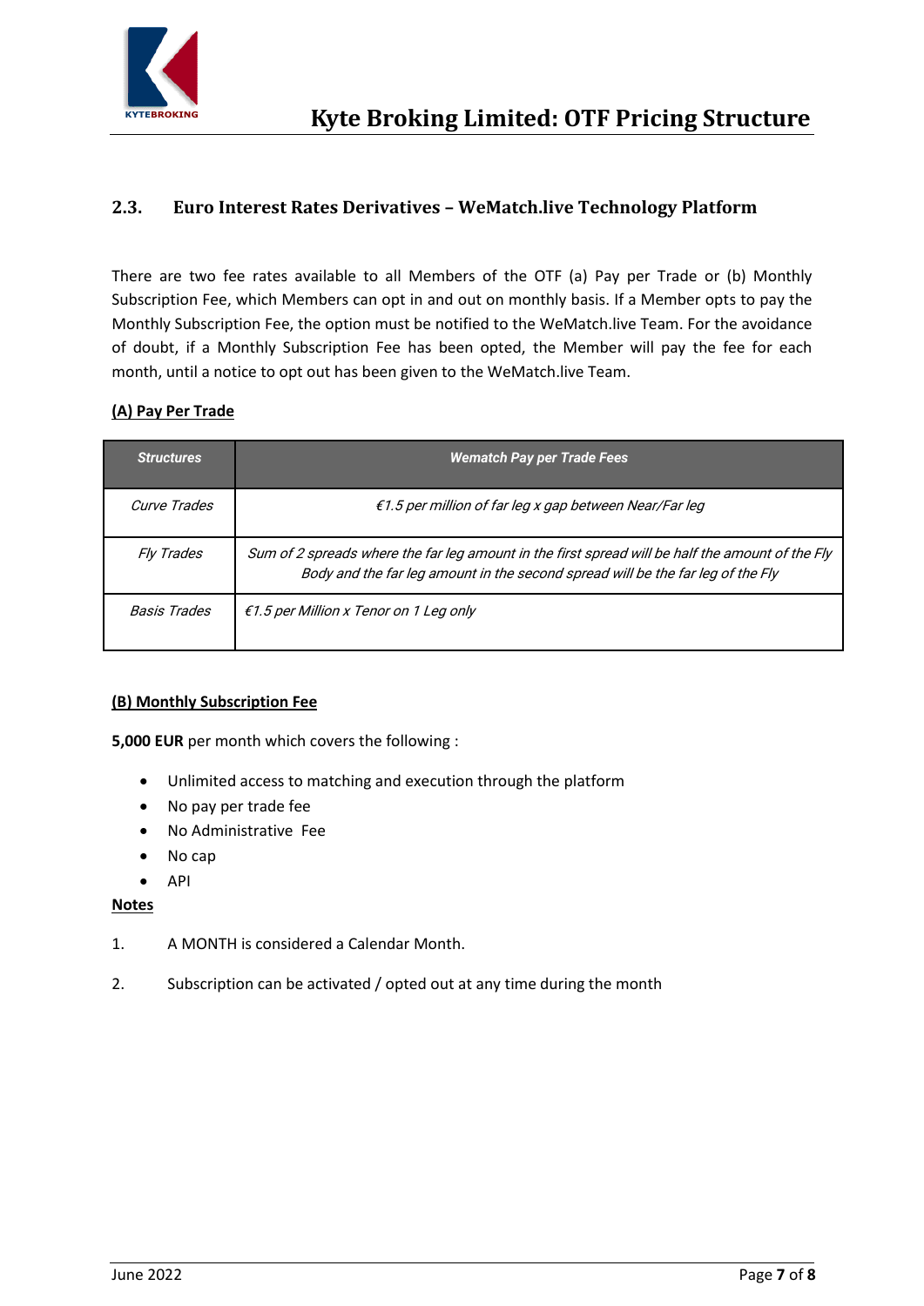## 2.3. Euro Interest Rates Derivatives – WeMatch.live Technology Platform

There are two fee rates available to all Members of the OTF (a) Pay per Trade or (b) Monthly Subscription Fee, which Members can opt in and out on monthly basis. If a Member opts to pay the Monthly Subscription Fee, the option must be notified to the WeMatch.live Team. For the avoidance of doubt, if a Monthly Subscription Fee has been opted, the Member will pay the fee for each month, until a notice to opt out has been given to the WeMatch.live Team.

**(A) Pay Per Trade**

| *Structures* | *Wematch Pay per Trade Fees* |
|---|---|
| *Curve Trades* | *€1.5 per million of far leg x gap between Near/Far leg* |
| *Fly Trades* | *Sum of 2 spreads where the far leg amount in the first spread will be half the amount of the Fly Body and the far leg amount in the second spread will be the far leg of the Fly* |
| *Basis Trades* | *€1.5 per Million x Tenor on 1 Leg only* |

**(B) Monthly Subscription Fee**

**5,000 EUR** per month which covers the following :

- Unlimited access to matching and execution through the platform
- No pay per trade fee
- No Administrative Fee
- No cap
- API

**Notes**

1. A MONTH is considered a Calendar Month.
2. Subscription can be activated / opted out at any time during the month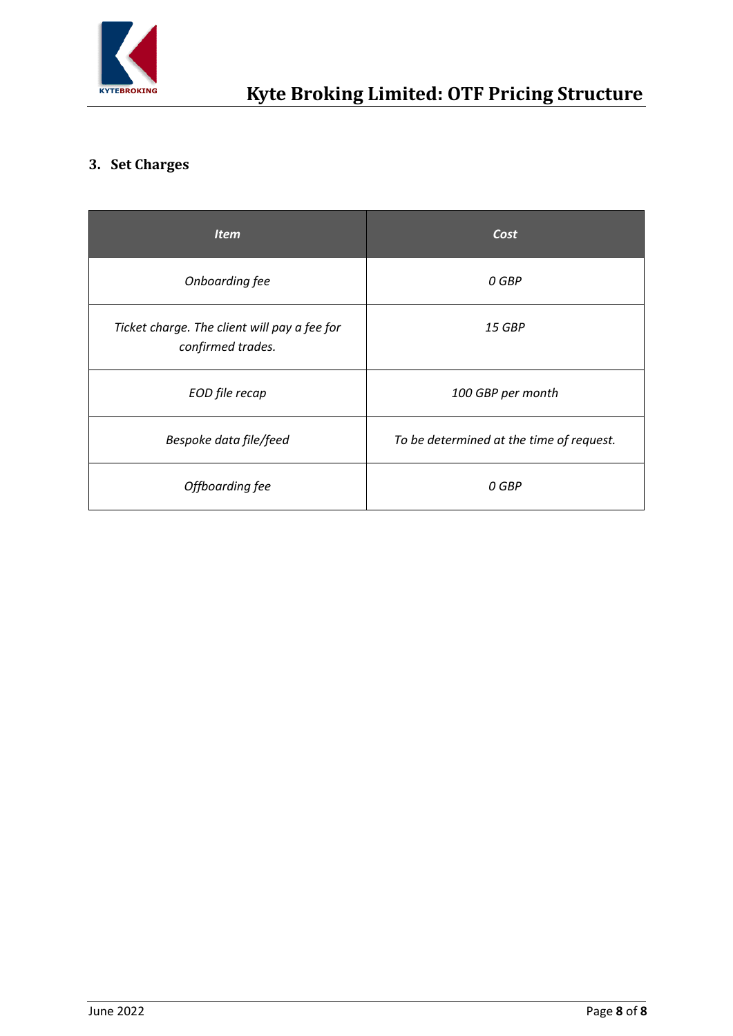## 3. Set Charges

| *Item* | *Cost* |
|---|---|
| *Onboarding fee* | *0 GBP* |
| *Ticket charge. The client will pay a fee for confirmed trades.* | *15 GBP* |
| *EOD file recap* | *100 GBP per month* |
| *Bespoke data file/feed* | *To be determined at the time of request.* |
| *Offboarding fee* | *0 GBP* |